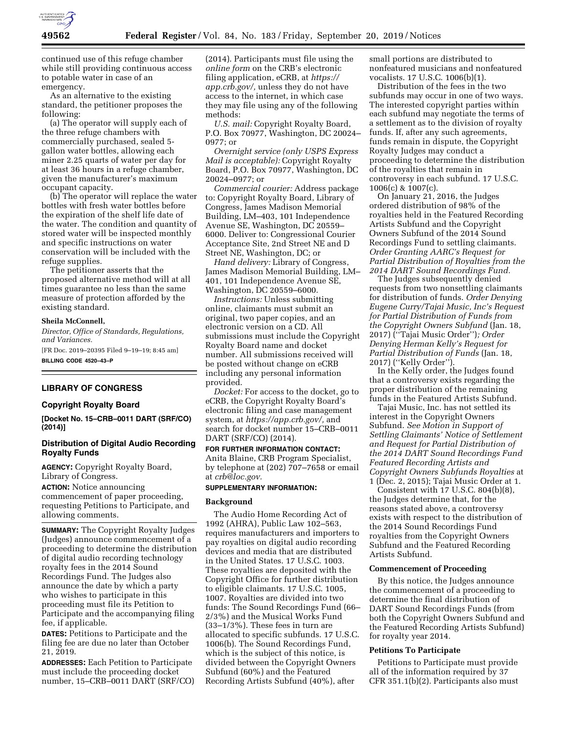continued use of this refuge chamber while still providing continuous access to potable water in case of an emergency.

As an alternative to the existing standard, the petitioner proposes the following:

(a) The operator will supply each of the three refuge chambers with commercially purchased, sealed 5-gallon water bottles, allowing each miner 2.25 quarts of water per day for at least 36 hours in a refuge chamber, given the manufacturer's maximum occupant capacity.

(b) The operator will replace the water bottles with fresh water bottles before the expiration of the shelf life date of the water. The condition and quantity of stored water will be inspected monthly and specific instructions on water conservation will be included with the refuge supplies.

The petitioner asserts that the proposed alternative method will at all times guarantee no less than the same measure of protection afforded by the existing standard.

**Sheila McConnell,**

*Director, Office of Standards, Regulations, and Variances.*

[FR Doc. 2019–20395 Filed 9–19–19; 8:45 am]

**BILLING CODE 4520–43–P**

## LIBRARY OF CONGRESS

### Copyright Royalty Board

**[Docket No. 15–CRB–0011 DART (SRF/CO) (2014)]**

### Distribution of Digital Audio Recording Royalty Funds

**AGENCY:** Copyright Royalty Board, Library of Congress.

**ACTION:** Notice announcing commencement of paper proceeding, requesting Petitions to Participate, and allowing comments.

**SUMMARY:** The Copyright Royalty Judges (Judges) announce commencement of a proceeding to determine the distribution of digital audio recording technology royalty fees in the 2014 Sound Recordings Fund. The Judges also announce the date by which a party who wishes to participate in this proceeding must file its Petition to Participate and the accompanying filing fee, if applicable.

**DATES:** Petitions to Participate and the filing fee are due no later than October 21, 2019.

**ADDRESSES:** Each Petition to Participate must include the proceeding docket number, 15–CRB–0011 DART (SRF/CO) (2014). Participants must file using the *online form* on the CRB's electronic filing application, eCRB, at *https://app.crb.gov/,* unless they do not have access to the internet, in which case they may file using any of the following methods:

*U.S. mail:* Copyright Royalty Board, P.O. Box 70977, Washington, DC 20024–0977; or

*Overnight service (only USPS Express Mail is acceptable):* Copyright Royalty Board, P.O. Box 70977, Washington, DC 20024–0977; or

*Commercial courier:* Address package to: Copyright Royalty Board, Library of Congress, James Madison Memorial Building, LM–403, 101 Independence Avenue SE, Washington, DC 20559–6000. Deliver to: Congressional Courier Acceptance Site, 2nd Street NE and D Street NE, Washington, DC; or

*Hand delivery:* Library of Congress, James Madison Memorial Building, LM–401, 101 Independence Avenue SE, Washington, DC 20559–6000.

*Instructions:* Unless submitting online, claimants must submit an original, two paper copies, and an electronic version on a CD. All submissions must include the Copyright Royalty Board name and docket number. All submissions received will be posted without change on eCRB including any personal information provided.

*Docket:* For access to the docket, go to eCRB, the Copyright Royalty Board's electronic filing and case management system, at *https://app.crb.gov/,* and search for docket number 15–CRB–0011 DART (SRF/CO) (2014).

**FOR FURTHER INFORMATION CONTACT:** Anita Blaine, CRB Program Specialist, by telephone at (202) 707–7658 or email at *crb@loc.gov.*

**SUPPLEMENTARY INFORMATION:**

#### Background

The Audio Home Recording Act of 1992 (AHRA), Public Law 102–563, requires manufacturers and importers to pay royalties on digital audio recording devices and media that are distributed in the United States. 17 U.S.C. 1003. These royalties are deposited with the Copyright Office for further distribution to eligible claimants. 17 U.S.C. 1005, 1007. Royalties are divided into two funds: The Sound Recordings Fund (66–2/3%) and the Musical Works Fund (33–1/3%). These fees in turn are allocated to specific subfunds. 17 U.S.C. 1006(b). The Sound Recordings Fund, which is the subject of this notice, is divided between the Copyright Owners Subfund (60%) and the Featured Recording Artists Subfund (40%), after small portions are distributed to nonfeatured musicians and nonfeatured vocalists. 17 U.S.C. 1006(b)(1).

Distribution of the fees in the two subfunds may occur in one of two ways. The interested copyright parties within each subfund may negotiate the terms of a settlement as to the division of royalty funds. If, after any such agreements, funds remain in dispute, the Copyright Royalty Judges may conduct a proceeding to determine the distribution of the royalties that remain in controversy in each subfund. 17 U.S.C. 1006(c) & 1007(c).

On January 21, 2016, the Judges ordered distribution of 98% of the royalties held in the Featured Recording Artists Subfund and the Copyright Owners Subfund of the 2014 Sound Recordings Fund to settling claimants. *Order Granting AARC's Request for Partial Distribution of Royalties from the 2014 DART Sound Recordings Fund.*

The Judges subsequently denied requests from two nonsettling claimants for distribution of funds. *Order Denying Eugene Curry/Tajai Music, Inc's Request for Partial Distribution of Funds from the Copyright Owners Subfund* (Jan. 18, 2017) (''Tajai Music Order'')*; Order Denying Herman Kelly's Request for Partial Distribution of Funds* (Jan. 18, 2017) (''Kelly Order'').

In the Kelly order, the Judges found that a controversy exists regarding the proper distribution of the remaining funds in the Featured Artists Subfund.

Tajai Music, Inc. has not settled its interest in the Copyright Owners Subfund. *See Motion in Support of Settling Claimants' Notice of Settlement and Request for Partial Distribution of the 2014 DART Sound Recordings Fund Featured Recording Artists and Copyright Owners Subfunds Royalties* at 1 (Dec. 2, 2015); Tajai Music Order at 1.

Consistent with 17 U.S.C. 804(b)(8), the Judges determine that, for the reasons stated above, a controversy exists with respect to the distribution of the 2014 Sound Recordings Fund royalties from the Copyright Owners Subfund and the Featured Recording Artists Subfund.

#### Commencement of Proceeding

By this notice, the Judges announce the commencement of a proceeding to determine the final distribution of DART Sound Recordings Funds (from both the Copyright Owners Subfund and the Featured Recording Artists Subfund) for royalty year 2014.

#### Petitions To Participate

Petitions to Participate must provide all of the information required by 37 CFR 351.1(b)(2). Participants also must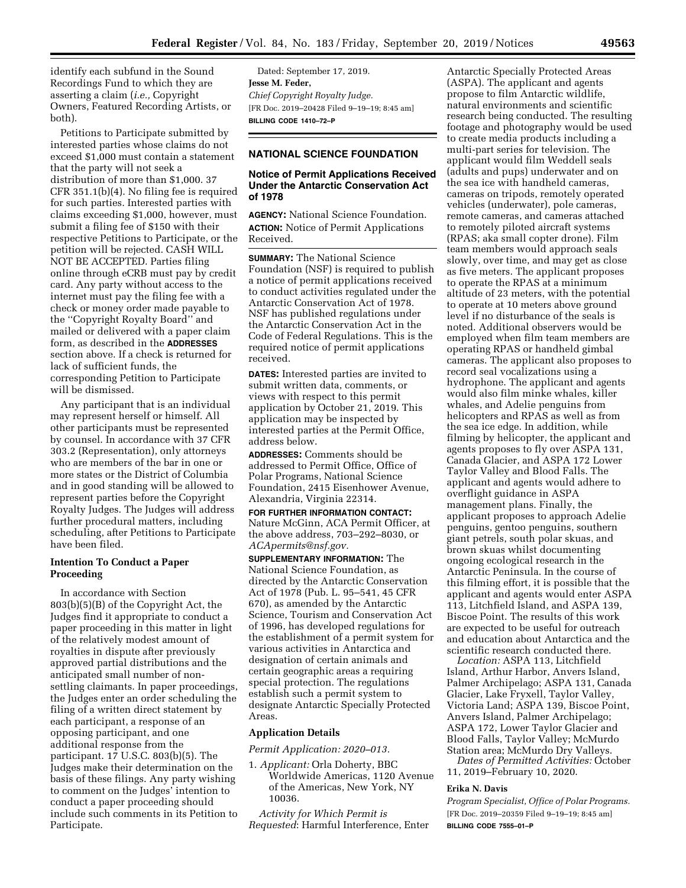identify each subfund in the Sound Recordings Fund to which they are asserting a claim (*i.e.,* Copyright Owners, Featured Recording Artists, or both).

Petitions to Participate submitted by interested parties whose claims do not exceed $1,000 must contain a statement that the party will not seek a distribution of more than $1,000. 37 CFR 351.1(b)(4). No filing fee is required for such parties. Interested parties with claims exceeding $1,000, however, must submit a filing fee of $150 with their respective Petitions to Participate, or the petition will be rejected. CASH WILL NOT BE ACCEPTED. Parties filing online through eCRB must pay by credit card. Any party without access to the internet must pay the filing fee with a check or money order made payable to the ''Copyright Royalty Board'' and mailed or delivered with a paper claim form, as described in the **ADDRESSES** section above. If a check is returned for lack of sufficient funds, the corresponding Petition to Participate will be dismissed.

Any participant that is an individual may represent herself or himself. All other participants must be represented by counsel. In accordance with 37 CFR 303.2 (Representation), only attorneys who are members of the bar in one or more states or the District of Columbia and in good standing will be allowed to represent parties before the Copyright Royalty Judges. The Judges will address further procedural matters, including scheduling, after Petitions to Participate have been filed.

### Intention To Conduct a Paper Proceeding

In accordance with Section 803(b)(5)(B) of the Copyright Act, the Judges find it appropriate to conduct a paper proceeding in this matter in light of the relatively modest amount of royalties in dispute after previously approved partial distributions and the anticipated small number of non-settling claimants. In paper proceedings, the Judges enter an order scheduling the filing of a written direct statement by each participant, a response of an opposing participant, and one additional response from the participant. 17 U.S.C. 803(b)(5). The Judges make their determination on the basis of these filings. Any party wishing to comment on the Judges' intention to conduct a paper proceeding should include such comments in its Petition to Participate.

Dated: September 17, 2019.

**Jesse M. Feder,**

*Chief Copyright Royalty Judge.*

[FR Doc. 2019–20428 Filed 9–19–19; 8:45 am]

**BILLING CODE 1410–72–P**

## NATIONAL SCIENCE FOUNDATION

### Notice of Permit Applications Received Under the Antarctic Conservation Act of 1978

**AGENCY:** National Science Foundation.

**ACTION:** Notice of Permit Applications Received.

**SUMMARY:** The National Science Foundation (NSF) is required to publish a notice of permit applications received to conduct activities regulated under the Antarctic Conservation Act of 1978. NSF has published regulations under the Antarctic Conservation Act in the Code of Federal Regulations. This is the required notice of permit applications received.

**DATES:** Interested parties are invited to submit written data, comments, or views with respect to this permit application by October 21, 2019. This application may be inspected by interested parties at the Permit Office, address below.

**ADDRESSES:** Comments should be addressed to Permit Office, Office of Polar Programs, National Science Foundation, 2415 Eisenhower Avenue, Alexandria, Virginia 22314.

**FOR FURTHER INFORMATION CONTACT:** Nature McGinn, ACA Permit Officer, at the above address, 703–292–8030, or *ACApermits@nsf.gov.*

**SUPPLEMENTARY INFORMATION:** The National Science Foundation, as directed by the Antarctic Conservation Act of 1978 (Pub. L. 95–541, 45 CFR 670), as amended by the Antarctic Science, Tourism and Conservation Act of 1996, has developed regulations for the establishment of a permit system for various activities in Antarctica and designation of certain animals and certain geographic areas a requiring special protection. The regulations establish such a permit system to designate Antarctic Specially Protected Areas.

### Application Details

*Permit Application: 2020–013.*

1. *Applicant:* Orla Doherty, BBC Worldwide Americas, 1120 Avenue of the Americas, New York, NY 10036.

*Activity for Which Permit is Requested*: Harmful Interference, Enter Antarctic Specially Protected Areas (ASPA). The applicant and agents propose to film Antarctic wildlife, natural environments and scientific research being conducted. The resulting footage and photography would be used to create media products including a multi-part series for television. The applicant would film Weddell seals (adults and pups) underwater and on the sea ice with handheld cameras, cameras on tripods, remotely operated vehicles (underwater), pole cameras, remote cameras, and cameras attached to remotely piloted aircraft systems (RPAS; aka small copter drone). Film team members would approach seals slowly, over time, and may get as close as five meters. The applicant proposes to operate the RPAS at a minimum altitude of 23 meters, with the potential to operate at 10 meters above ground level if no disturbance of the seals is noted. Additional observers would be employed when film team members are operating RPAS or handheld gimbal cameras. The applicant also proposes to record seal vocalizations using a hydrophone. The applicant and agents would also film minke whales, killer whales, and Adelie penguins from helicopters and RPAS as well as from the sea ice edge. In addition, while filming by helicopter, the applicant and agents proposes to fly over ASPA 131, Canada Glacier, and ASPA 172 Lower Taylor Valley and Blood Falls. The applicant and agents would adhere to overflight guidance in ASPA management plans. Finally, the applicant proposes to approach Adelie penguins, gentoo penguins, southern giant petrels, south polar skuas, and brown skuas whilst documenting ongoing ecological research in the Antarctic Peninsula. In the course of this filming effort, it is possible that the applicant and agents would enter ASPA 113, Litchfield Island, and ASPA 139, Biscoe Point. The results of this work are expected to be useful for outreach and education about Antarctica and the scientific research conducted there.

*Location:* ASPA 113, Litchfield Island, Arthur Harbor, Anvers Island, Palmer Archipelago; ASPA 131, Canada Glacier, Lake Fryxell, Taylor Valley, Victoria Land; ASPA 139, Biscoe Point, Anvers Island, Palmer Archipelago; ASPA 172, Lower Taylor Glacier and Blood Falls, Taylor Valley; McMurdo Station area; McMurdo Dry Valleys.

*Dates of Permitted Activities:* October 11, 2019–February 10, 2020.

**Erika N. Davis**

*Program Specialist, Office of Polar Programs.*

[FR Doc. 2019–20359 Filed 9–19–19; 8:45 am]

**BILLING CODE 7555–01–P**